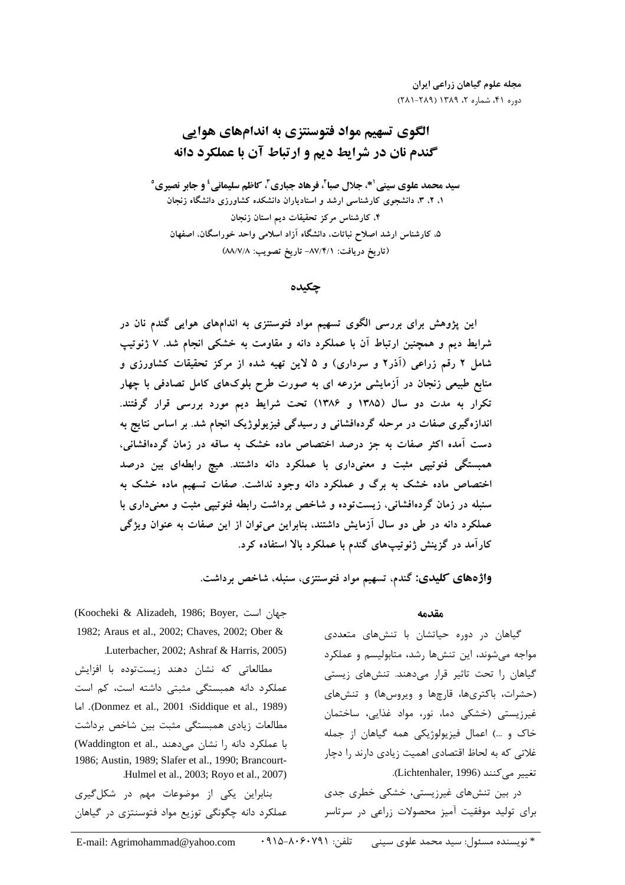# الگوی تسهیم مواد فتوسنتزی به اندام‌های هوایی گندم نان در شرایط دیم و ارتباط آن با عملکرد دانه

**سید محمد علوی سینی[1]*، جلال صبا[2]، فرهاد جباری[3]، کاظم سلیمانی[4] و جابر نصیری[5]**

۱، ۲، ۳، دانشجوی کارشناسی ارشد و استادیاران دانشکده کشاورزی دانشگاه زنجان
۴، کارشناس مرکز تحقیقات دیم استان زنجان
۵، کارشناس ارشد اصلاح نباتات، دانشگاه آزاد اسلامی واحد خوراسگان، اصفهان
(تاریخ دریافت: ۸۷/۴/۱- تاریخ تصویب: ۸۸/۷/۸)

## چکیده

این پژوهش برای بررسی الگوی تسهیم مواد فتوسنتزی به اندام‌های هوایی گندم نان در شرایط دیم و همچنین ارتباط آن با عملکرد دانه و مقاومت به خشکی انجام شد. ۷ ژنوتیپ شامل ۲ رقم زراعی (آذر۲ و سرداری) و ۵ لاین تهیه شده از مرکز تحقیقات کشاورزی و منابع طبیعی زنجان در آزمایشی مزرعه ای به صورت طرح بلوک‌های کامل تصادفی با چهار تکرار به مدت دو سال (۱۳۸۵ و ۱۳۸۶) تحت شرایط دیم مورد بررسی قرار گرفتند. اندازه‌گیری صفات در مرحله گرده‌افشانی و رسیدگی فیزیولوژیک انجام شد. بر اساس نتایج به دست آمده اکثر صفات به جز درصد اختصاص ماده خشک به ساقه در زمان گرده‌افشانی، همبستگی فنوتیپی مثبت و معنی‌داری با عملکرد دانه داشتند. هیچ رابطه‌ای بین درصد اختصاص ماده خشک به برگ و عملکرد دانه وجود نداشت. صفات تسهیم ماده خشک به سنبله در زمان گرده‌افشانی، زیست‌توده و شاخص برداشت رابطه فنوتیپی مثبت و معنی‌داری با عملکرد دانه در طی دو سال آزمایش داشتند، بنابراین می‌توان از این صفات به عنوان ویژگی کارآمد در گزینش ژنوتیپ‌های گندم با عملکرد بالا استفاده کرد.

**واژه‌های کلیدی:** گندم، تسهیم مواد فتوسنتزی، سنبله، شاخص برداشت.

## مقدمه

گیاهان در دوره حیاتشان با تنش‌های متعددی مواجه می‌شوند، این تنش‌ها رشد، متابولیسم و عملکرد گیاهان را تحت تاثیر قرار می‌دهند. تنش‌های زیستی (حشرات، باکتری‌ها، قارچ‌ها و ویروس‌ها) و تنش‌های غیرزیستی (خشکی دما، نور، مواد غذایی، ساختمان خاک و ...) اعمال فیزیولوژیکی همه گیاهان از جمله غلاتی که به لحاظ اقتصادی اهمیت زیادی دارند را دچار تغییر می‌کنند (Lichtenhaler, 1996).

در بین تنش‌های غیرزیستی، خشکی خطری جدی برای تولید موفقیت آمیز محصولات زراعی در سرتاسر جهان است (Koocheki & Alizadeh, 1986; Boyer, 1982; Araus et al., 2002; Chaves, 2002; Ober & Luterbacher, 2002; Ashraf & Harris, 2005).

مطالعاتی که نشان دهند زیست‌توده با افزایش عملکرد دانه همبستگی مثبتی داشته است، کم است (Donmez et al., 2001 ؛Siddique et al., 1989). اما مطالعات زیادی همبستگی مثبت بین شاخص برداشت با عملکرد دانه را نشان می‌دهند (Waddington et al., 1986; Austin, 1989; Slafer et al., 1990; Brancourt-Hulmel et al., 2003; Royo et al., 2007).

بنابراین یکی از موضوعات مهم در شکل‌گیری عملکرد دانه چگونگی توزیع مواد فتوسنتزی در گیاهان

* نویسنده مسئول: سید محمد علوی سینی    تلفن: ۰۹۱۵-۸۰۶۰۷۹۱    E-mail: Agrimohammad@yahoo.com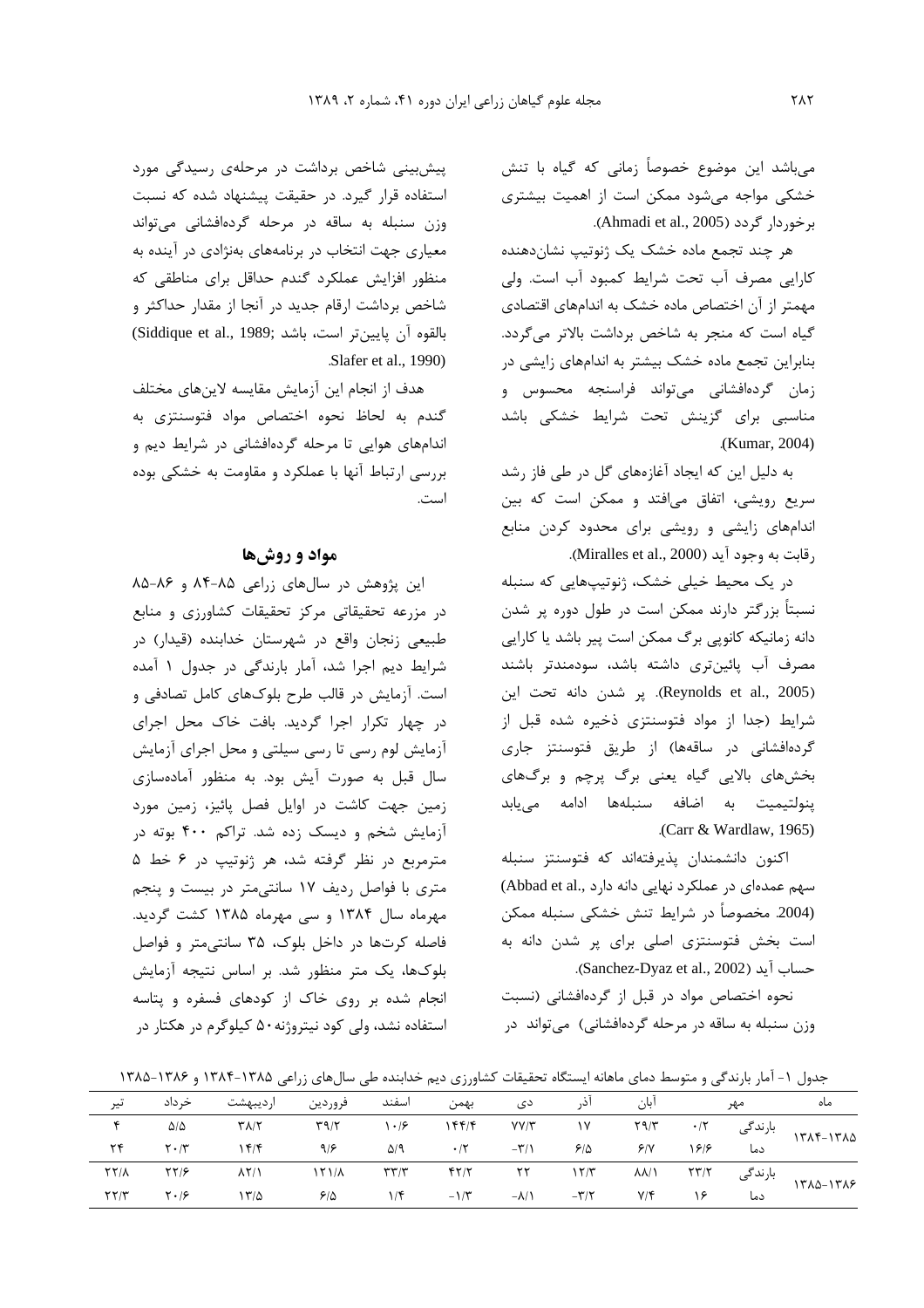می‌باشد این موضوع خصوصاً زمانی که گیاه با تنش خشکی مواجه می‌شود ممکن است از اهمیت بیشتری برخوردار گردد (Ahmadi et al., 2005).

هر چند تجمع ماده خشک یک ژنوتیپ نشان‌دهنده کارایی مصرف آب تحت شرایط کمبود آب است. ولی مهمتر از آن اختصاص ماده خشک به اندامهای اقتصادی گیاه است که منجر به شاخص برداشت بالاتر می‌گردد. بنابراین تجمع ماده خشک بیشتر به اندامهای زایشی در زمان گرده‌افشانی می‌تواند فراسنجه محسوس و مناسبی برای گزینش تحت شرایط خشکی باشد (Kumar, 2004).

به دلیل این که ایجاد آغازه‌های گل در طی فاز رشد سریع رویشی، اتفاق می‌افتد و ممکن است که بین اندامهای زایشی و رویشی برای محدود کردن منابع رقابت به وجود آید (Miralles et al., 2000).

در یک محیط خیلی خشک، ژنوتیپهایی که سنبله نسبتاً بزرگتر دارند ممکن است در طول دوره پر شدن دانه زمانیکه کانوپی برگ ممکن است پیر باشد یا کارایی مصرف آب پائین‌تری داشته باشد، سودمندتر باشند (Reynolds et al., 2005). پر شدن دانه تحت این شرایط (جدا از مواد فتوسنتزی ذخیره شده قبل از گرده‌افشانی در ساقه‌ها) از طریق فتوسنتز جاری بخش‌های بالایی گیاه یعنی برگ پرچم و برگ‌های پنولتیمیت به اضافه سنبله‌ها ادامه می‌یابد (Carr & Wardlaw, 1965).

اکنون دانشمندان پذیرفته‌اند که فتوسنتز سنبله سهم عمده‌ای در عملکرد نهایی دانه دارد (Abbad et al., 2004). مخصوصاً در شرایط تنش خشکی سنبله ممکن است بخش فتوسنتزی اصلی برای پر شدن دانه به حساب آید (Sanchez-Dyaz et al., 2002).

نحوه اختصاص مواد در قبل از گرده‌افشانی (نسبت وزن سنبله به ساقه در مرحله گرده‌افشانی) می‌تواند در پیش‌بینی شاخص برداشت در مرحله‌ی رسیدگی مورد استفاده قرار گیرد. در حقیقت پیشنهاد شده که نسبت وزن سنبله به ساقه در مرحله گرده‌افشانی می‌تواند معیاری جهت انتخاب در برنامه‌های به‌نژادی در آینده به منظور افزایش عملکرد گندم حداقل برای مناطقی که شاخص برداشت ارقام جدید در آنجا از مقدار حداکثر و بالقوه آن پایین‌تر است، باشد (Siddique et al., 1989; Slafer et al., 1990).

هدف از انجام این آزمایش مقایسه لاین‌های مختلف گندم به لحاظ نحوه اختصاص مواد فتوسنتزی به اندامهای هوایی تا مرحله گرده‌افشانی در شرایط دیم و بررسی ارتباط آنها با عملکرد و مقاومت به خشکی بوده است.

## مواد و روش‌ها

این پژوهش در سال‌های زراعی ۸۵-۸۴ و ۸۶-۸۵ در مزرعه تحقیقاتی مرکز تحقیقات کشاورزی و منابع طبیعی زنجان واقع در شهرستان خدابنده (قیدار) در شرایط دیم اجرا شد، آمار بارندگی در جدول ۱ آمده است. آزمایش در قالب طرح بلوک‌های کامل تصادفی و در چهار تکرار اجرا گردید. بافت خاک محل اجرای آزمایش لوم رسی تا رسی سیلتی و محل اجرای آزمایش سال قبل به صورت آیش بود. به منظور آماده‌سازی زمین جهت کاشت در اوایل فصل پائیز، زمین مورد آزمایش شخم و دیسک زده شد. تراکم ۴۰۰ بوته در مترمربع در نظر گرفته شد، هر ژنوتیپ در ۶ خط ۵ متری با فواصل ردیف ۱۷ سانتی‌متر در بیست و پنجم مهرماه سال ۱۳۸۴ و سی مهرماه ۱۳۸۵ کشت گردید. فاصله کرت‌ها در داخل بلوک، ۳۵ سانتی‌متر و فواصل بلوک‌ها، یک متر منظور شد. بر اساس نتیجه آزمایش انجام شده بر روی خاک از کودهای فسفره و پتاسه استفاده نشد، ولی کود نیتروژنه ۵۰ کیلوگرم در هکتار در

جدول ۱- آمار بارندگی و متوسط دمای ماهانه ایستگاه تحقیقات کشاورزی دیم خدابنده طی سال‌های زراعی ۱۳۸۵-۱۳۸۴ و ۱۳۸۶-۱۳۸۵

| ماه | | مهر | آبان | آذر | دی | بهمن | اسفند | فروردین | اردیبهشت | خرداد | تیر |
|---|---|---|---|---|---|---|---|---|---|---|---|
| ۱۳۸۵-۱۳۸۴ | بارندگی | ۰/۲ | ۲۹/۳ | ۱۷ | ۷۷/۳ | ۱۴۴/۴ | ۱۰/۶ | ۳۹/۲ | ۳۸/۲ | ۵/۵ | ۴ |
| | دما | ۱۶/۶ | ۶/۷ | ۶/۵ | -۳/۱ | ۰/۲ | ۵/۹ | ۹/۶ | ۱۴/۴ | ۲۰/۳ | ۲۴ |
| ۱۳۸۶-۱۳۸۵ | بارندگی | ۲۳/۲ | ۸۸/۱ | ۱۲/۳ | ۲۲ | ۴۲/۲ | ۳۳/۳ | ۱۲۱/۸ | ۸۲/۱ | ۲۲/۶ | ۲۲/۸ |
| | دما | ۱۶ | ۷/۴ | -۳/۲ | -۸/۱ | -۱/۳ | ۱/۴ | ۶/۵ | ۱۳/۵ | ۲۰/۶ | ۲۲/۳ |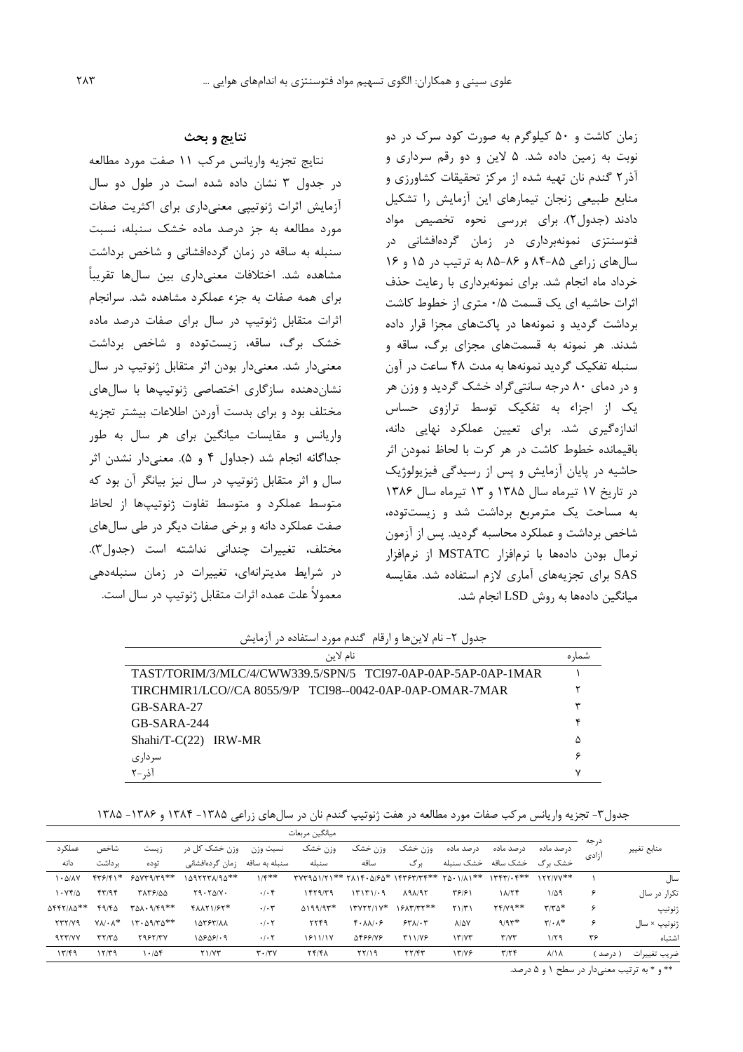زمان کاشت و ۵۰ کیلوگرم به صورت کود سرک در دو نوبت به زمین داده شد. ۵ لاین و دو رقم سرداری و آذر۲ گندم نان تهیه شده از مرکز تحقیقات کشاورزی و منابع طبیعی زنجان تیمارهای این آزمایش را تشکیل دادند (جدول۲). برای بررسی نحوه تخصیص مواد فتوسنتزی نمونه‌برداری در زمان گرده‌افشانی در سال‌های زراعی ۸۵-۸۴ و ۸۶-۸۵ به ترتیب در ۱۵ و ۱۶ خرداد ماه انجام شد. برای نمونه‌برداری با رعایت حذف اثرات حاشیه ای یک قسمت ۰/۵ متری از خطوط کاشت برداشت گردید و نمونه‌ها در پاکت‌های مجزا قرار داده شدند. هر نمونه به قسمت‌های مجزای برگ، ساقه و سنبله تفکیک گردید نمونه‌ها به مدت ۴۸ ساعت در آون و در دمای ۸۰ درجه سانتی‌گراد خشک گردید و وزن هر یک از اجزاء به تفکیک توسط ترازوی حساس اندازه‌گیری شد. برای تعیین عملکرد نهایی دانه، باقیمانده خطوط کاشت در هر کرت با لحاظ نمودن اثر حاشیه در پایان آزمایش و پس از رسیدگی فیزیولوژیک در تاریخ ۱۷ تیرماه سال ۱۳۸۵ و ۱۳ تیرماه سال ۱۳۸۶ به مساحت یک مترمربع برداشت شد و زیست‌توده، شاخص برداشت و عملکرد محاسبه گردید. پس از آزمون نرمال بودن داده‌ها با نرم‌افزار MSTATC از نرم‌افزار SAS برای تجزیه‌های آماری لازم استفاده شد. مقایسه میانگین داده‌ها به روش LSD انجام شد.

## نتایج و بحث

نتایج تجزیه واریانس مرکب ۱۱ صفت مورد مطالعه در جدول ۳ نشان داده شده است در طول دو سال آزمایش اثرات ژنوتیپی معنی‌داری برای اکثریت صفات مورد مطالعه به جز درصد ماده خشک سنبله، نسبت سنبله به ساقه در زمان گرده‌افشانی و شاخص برداشت مشاهده شد. اختلافات معنی‌داری بین سال‌ها تقریباً برای همه صفات به جزء عملکرد مشاهده شد. سرانجام اثرات متقابل ژنوتیپ در سال برای صفات درصد ماده خشک برگ، ساقه، زیست‌توده و شاخص برداشت معنی‌دار شد. معنی‌دار بودن اثر متقابل ژنوتیپ در سال نشان‌دهنده سازگاری اختصاصی ژنوتیپ‌ها با سال‌های مختلف بود و برای بدست آوردن اطلاعات بیشتر تجزیه واریانس و مقایسات میانگین برای هر سال به طور جداگانه انجام شد (جداول ۴ و ۵). معنی‌دار نشدن اثر سال و اثر متقابل ژنوتیپ در سال نیز بیانگر آن بود که متوسط عملکرد و متوسط تفاوت ژنوتیپ‌ها از لحاظ صفت عملکرد دانه و برخی صفات دیگر در طی سال‌های مختلف، تغییرات چندانی نداشته است (جدول۳). در شرایط مدیترانه‌ای، تغییرات در زمان سنبله‌دهی معمولاً علت عمده اثرات متقابل ژنوتیپ در سال است.

جدول ۲- نام لاین‌ها و ارقام گندم مورد استفاده در آزمایش

| شماره | نام لاین |
|---|---|
| ۱ | TAST/TORIM/3/MLC/4/CWW339.5/SPN/5 TCI97-0AP-0AP-5AP-0AP-1MAR |
| ۲ | TIRCHMIR1/LCO//CA 8055/9/P TCI98--0042-0AP-0AP-OMAR-7MAR |
| ۳ | GB-SARA-27 |
| ۴ | GB-SARA-244 |
| ۵ | Shahi/T-C(22) IRW-MR |
| ۶ | سرداری |
| ۷ | آذر-۲ |

جدول۳- تجزیه واریانس مرکب صفات مورد مطالعه در هفت ژنوتیپ گندم نان در سال‌های زراعی ۱۳۸۵- ۱۳۸۴ و ۱۳۸۶- ۱۳۸۵

| منابع تغییر | درجه آزادی | میانگین مربعات | | | | | | | | | | |
|---|---|---|---|---|---|---|---|---|---|---|---|---|
| | | درصد ماده خشک برگ | درصد ماده خشک ساقه | درصد ماده خشک سنبله | وزن خشک برگ | وزن خشک ساقه | وزن خشک سنبله | نسبت وزن سنبله به ساقه | وزن خشک کل در زمان گرده‌افشانی | زیست توده | شاخص برداشت | عملکرد دانه |
| سال | ۱ | \*\*۱۲۲/۷۷ | \*\*۱۳۴۳/۰۴ | \*\*۲۵۰۱/۸۱ | \*\*۱۴۳۶۳/۳۴ | \*۲۸۱۴۰۵/۶۵ | \*\*۲۷۳۹۵۱/۲۱ | \*\*۱/۴ | \*\*۱۵۹۲۲۳۸/۹۵ | \*\*۶۵۷۳۹/۳۹ | \*۴۳۶/۴۱ | ۱۰۵/۸۷ |
| تکرار در سال | ۶ | ۱/۵۹ | ۱۸/۲۴ | ۳۶/۶۱ | ۸۹۸/۹۲ | ۱۳۱۳۱/۰۹ | ۱۴۲۹/۳۹ | ۰/۰۴ | ۲۹۰۲۵/۷۰ | ۳۸۳۶/۵۵ | ۴۳/۹۴ | ۱۰۷۴/۵ |
| ژنوتیپ | ۶ | \*۳/۳۵ | \*\*۲۴/۷۹ | ۲۱/۳۱ | \*\*۱۶۸۳/۳۳ | \*۱۳۷۲۲/۱۷ | \*۵۱۹۹/۹۳ | ۰/۰۳ | \*۴۸۸۲۱/۶۲ | \*\*۳۵۸۰۹/۴۹ | ۴۹/۴۵ | \*\*۵۴۴۲/۸۵ |
| ژنوتیپ × سال | ۶ | \*۳/۰۸ | \*۹/۹۳ | ۸/۵۷ | ۶۳۸/۰۳ | ۴۰۸۸/۰۶ | ۲۲۴۹ | ۰/۰۲ | ۱۵۳۶۳/۸۸ | \*\*۱۳۰۵۹/۳۵ | \*۷۸/۰۸ | ۲۳۲/۷۹ |
| اشتباه | ۳۶ | ۱/۲۹ | ۳/۷۳ | ۱۳/۷۳ | ۳۱۱/۷۶ | ۵۴۶۶/۷۶ | ۱۶۱۱/۱۷ | ۰/۰۲ | ۱۵۶۵۶/۰۹ | ۲۹۶۳/۳۷ | ۳۲/۳۵ | ۹۳۳/۷۷ |
| ضریب تغییرات ( درصد ) | | ۸/۱۸ | ۳/۲۴ | ۱۳/۷۶ | ۲۲/۴۳ | ۲۲/۱۹ | ۲۴/۴۸ | ۳۰/۳۷ | ۲۱/۷۳ | ۱۰/۵۴ | ۱۲/۳۹ | ۱۳/۴۹ |

\*\* و \* به ترتیب معنی‌دار در سطح ۱ و ۵ درصد.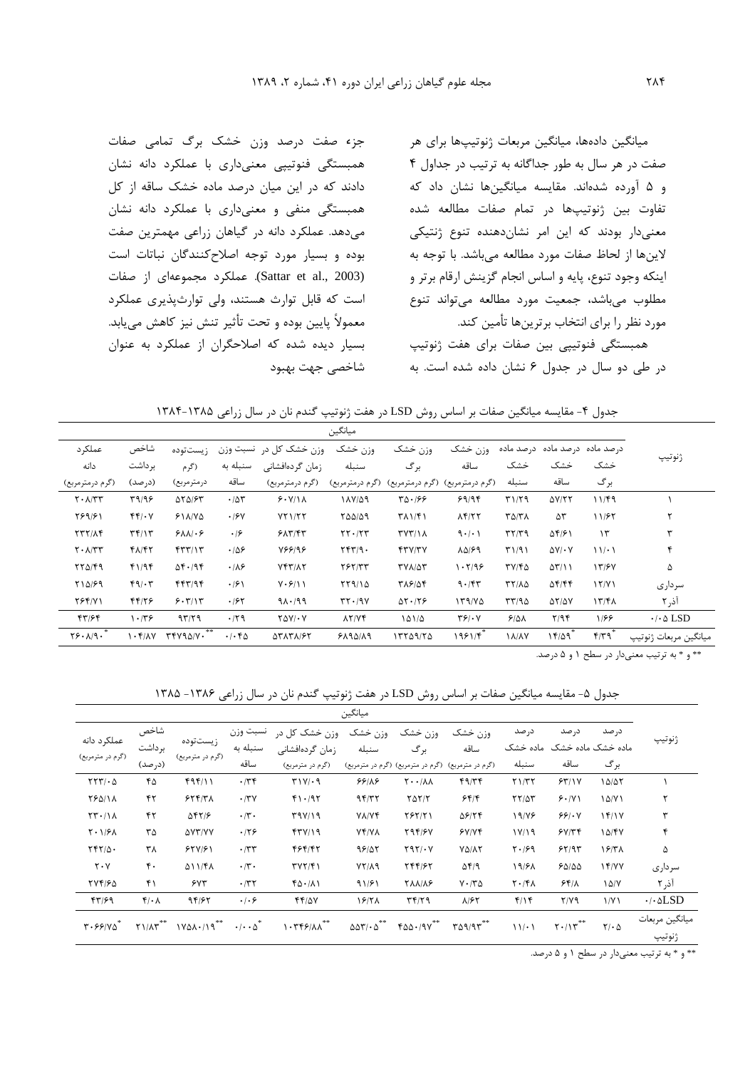میانگین داده‌ها، میانگین مربعات ژنوتیپ‌ها برای هر صفت در هر سال به طور جداگانه به ترتیب در جداول ۴ و ۵ آورده شده‌اند. مقایسه میانگین‌ها نشان داد که تفاوت بین ژنوتیپ‌ها در تمام صفات مطالعه شده معنی‌دار بودند که این امر نشان‌دهنده تنوع ژنتیکی لاین‌ها از لحاظ صفات مورد مطالعه می‌باشد. با توجه به اینکه وجود تنوع، پایه و اساس انجام گزینش ارقام برتر و مطلوب می‌باشد، جمعیت مورد مطالعه می‌تواند تنوع مورد نظر را برای انتخاب برترین‌ها تأمین کند.

همبستگی فنوتیپی بین صفات برای هفت ژنوتیپ در طی دو سال در جدول ۶ نشان داده شده است. به جزء صفت درصد وزن خشک برگ تمامی صفات همبستگی فنوتیپی معنی‌داری با عملکرد دانه نشان دادند که در این میان درصد ماده خشک ساقه از کل همبستگی منفی و معنی‌داری با عملکرد دانه نشان می‌دهد. عملکرد دانه در گیاهان زراعی مهمترین صفت بوده و بسیار مورد توجه اصلاح‌کنندگان نباتات است (Sattar et al., 2003). عملکرد مجموعه‌ای از صفات است که قابل توارث هستند، ولی توارث‌پذیری عملکرد معمولاً پایین بوده و تحت تأثیر تنش نیز کاهش می‌یابد. بسیار دیده شده که اصلاحگران از عملکرد به عنوان شاخصی جهت بهبود

جدول ۴- مقایسه میانگین صفات بر اساس روش LSD در هفت ژنوتیپ گندم نان در سال زراعی ۱۳۸۵-۱۳۸۴

| ژنوتیپ | میانگین | | | | | | | | | | |
|---|---|---|---|---|---|---|---|---|---|---|---|
| | درصد ماده خشک برگ | درصد ماده خشک ساقه | درصد ماده خشک سنبله | وزن خشک ساقه (گرم درمترمربع) | وزن خشک برگ (گرم درمترمربع) | وزن خشک سنبله (گرم درمترمربع) | وزن خشک کل در زمان گرده‌افشانی (گرم درمترمربع) | نسبت وزن سنبله به ساقه | زیست‌توده (گرم درمترمربع) | شاخص برداشت (درصد) | عملکرد دانه (گرم درمترمربع) |
| ۱ | ۱۱/۴۹ | ۵۷/۲۲ | ۳۱/۲۹ | ۶۹/۹۴ | ۳۵۰/۶۶ | ۱۸۷/۵۹ | ۶۰۷/۱۸ | ۰/۵۳ | ۵۲۵/۶۳ | ۳۹/۹۶ | ۲۰۸/۳۳ |
| ۲ | ۱۱/۶۲ | ۵۳ | ۳۵/۳۸ | ۸۴/۲۲ | ۳۸۱/۴۱ | ۲۵۵/۵۹ | ۷۲۱/۲۲ | ۰/۶۷ | ۶۱۸/۷۵ | ۴۴/۰۷ | ۲۶۹/۶۱ |
| ۳ | ۱۳ | ۵۴/۶۱ | ۳۲/۳۹ | ۹۰/۰۱ | ۳۷۳/۱۸ | ۲۲۰/۲۳ | ۶۸۳/۴۳ | ۰/۶ | ۶۸۸/۰۶ | ۳۴/۱۳ | ۲۳۲/۸۴ |
| ۴ | ۱۱/۰۱ | ۵۷/۰۷ | ۳۱/۹۱ | ۸۵/۶۹ | ۴۳۷/۳۷ | ۲۴۳/۹۰ | ۷۶۶/۹۶ | ۰/۵۶ | ۴۳۳/۱۳ | ۴۸/۴۲ | ۲۰۸/۳۳ |
| ۵ | ۱۳/۶۷ | ۵۳/۱۱ | ۳۷/۴۵ | ۱۰۲/۹۶ | ۳۷۸/۵۳ | ۲۶۲/۳۳ | ۷۴۳/۸۲ | ۰/۸۶ | ۵۴۰/۹۴ | ۴۱/۹۴ | ۲۲۵/۴۹ |
| سرداری | ۱۲/۷۱ | ۵۴/۴۴ | ۳۲/۸۵ | ۹۰/۴۳ | ۳۸۶/۵۴ | ۲۲۹/۱۵ | ۷۰۶/۱۱ | ۰/۶۱ | ۴۴۳/۹۴ | ۴۹/۰۳ | ۲۱۵/۶۹ |
| آذر۲ | ۱۳/۴۸ | ۵۲/۵۷ | ۳۳/۹۵ | ۱۳۹/۷۵ | ۵۲۰/۲۶ | ۳۳۰/۹۷ | ۹۸۰/۹۹ | ۰/۶۲ | ۶۰۳/۱۳ | ۴۴/۲۶ | ۲۶۴/۷۱ |
| LSD ۰/۰۵ | ۱/۶۶ | ۲/۹۴ | ۶/۵۸ | ۳۶/۰۷ | ۱۵۱/۵ | ۸۲/۷۴ | ۲۵۷/۰۷ | ۰/۲۹ | ۹۳/۲۹ | ۱۰/۳۶ | ۴۳/۶۴ |
| میانگین مربعات ژنوتیپ | *۴/۳۹ | *۱۴/۵۹ | ۱۸/۸۷ | *۱۹۶۱/۴ | ۱۳۲۵۹/۲۵ | ۶۸۹۵/۸۹ | ۵۳۸۳۸/۶۲ | ۰/۰۴۵ | **۳۴۷۹۵/۷۰ | ۱۰۴/۸۷ | *۲۶۰۸/۹۰ |

** و * به ترتیب معنی‌دار در سطح ۱ و ۵ درصد.

جدول ۵- مقایسه میانگین صفات بر اساس روش LSD در هفت ژنوتیپ گندم نان در سال زراعی ۱۳۸۶- ۱۳۸۵

| ژنوتیپ | میانگین | | | | | | | | | | |
|---|---|---|---|---|---|---|---|---|---|---|---|
| | درصد ماده خشک برگ | درصد ماده خشک ساقه | درصد ماده خشک سنبله | وزن خشک ساقه (گرم در مترمربع) | وزن خشک برگ (گرم در مترمربع) | وزن خشک سنبله (گرم در مترمربع) | وزن خشک کل در زمان گرده‌افشانی (گرم در مترمربع) | نسبت وزن سنبله به ساقه | زیست‌توده (گرم در مترمربع) | شاخص برداشت (درصد) | عملکرد دانه (گرم در مترمربع) |
| ۱ | ۱۵/۵۲ | ۶۳/۱۷ | ۲۱/۳۲ | ۴۹/۳۴ | ۲۰۰/۸۸ | ۶۶/۸۶ | ۳۱۷/۰۹ | ۰/۳۴ | ۴۹۴/۱۱ | ۴۵ | ۲۲۳/۰۵ |
| ۲ | ۱۵/۷۱ | ۶۰/۷۱ | ۲۲/۵۳ | ۶۴/۴ | ۲۵۲/۲ | ۹۴/۳۲ | ۴۱۰/۹۲ | ۰/۳۷ | ۶۲۴/۳۸ | ۴۲ | ۲۶۵/۱۸ |
| ۳ | ۱۴/۱۷ | ۶۶/۰۷ | ۱۹/۷۶ | ۵۶/۲۴ | ۲۶۲/۲۱ | ۷۸/۷۴ | ۳۹۷/۱۹ | ۰/۳۰ | ۵۴۲/۶ | ۴۲ | ۲۳۰/۱۸ |
| ۴ | ۱۵/۴۷ | ۶۷/۳۴ | ۱۷/۱۹ | ۶۷/۷۴ | ۲۹۴/۶۷ | ۷۴/۷۸ | ۴۳۷/۱۹ | ۰/۲۶ | ۵۷۳/۷۷ | ۳۵ | ۲۰۱/۶۸ |
| ۵ | ۱۶/۳۸ | ۶۲/۹۳ | ۲۰/۶۹ | ۷۵/۸۲ | ۲۹۲/۰۷ | ۹۶/۵۲ | ۴۶۴/۴۲ | ۰/۳۳ | ۶۲۷/۶۱ | ۳۸ | ۲۴۲/۵۰ |
| سرداری | ۱۴/۷۷ | ۶۵/۵۵ | ۱۹/۶۸ | ۵۴/۹ | ۲۴۴/۶۲ | ۷۲/۸۹ | ۳۷۲/۴۱ | ۰/۳۰ | ۵۱۱/۴۸ | ۴۰ | ۲۰۷ |
| آذر۲ | ۱۵/۷ | ۶۴/۸ | ۲۰/۴۸ | ۷۰/۳۵ | ۲۸۸/۸۶ | ۹۱/۶۱ | ۴۵۰/۸۱ | ۰/۳۲ | ۶۷۳ | ۴۱ | ۲۷۴/۶۵ |
| ۰/۰۵LSD | ۱/۷۱ | ۲/۷۹ | ۴/۱۴ | ۸/۶۲ | ۳۴/۲۹ | ۱۶/۲۸ | ۴۴/۵۷ | ۰/۰۶ | ۹۴/۶۲ | ۴/۰۸ | ۴۳/۶۹ |
| میانگین مربعات ژنوتیپ | ۲/۰۵ | **۲۰/۱۳ | ۱۱/۰۱ | **۳۵۹/۹۳ | **۴۵۵۰/۹۷ | **۵۵۳/۰۵ | **۱۰۳۴۶/۸۸ | *۰/۰۰۵ | **۱۷۵۸۰/۱۹ | **۲۱/۸۳ | *۳۰۶۶/۷۵ |

** و * به ترتیب معنی‌دار در سطح ۱ و ۵ درصد.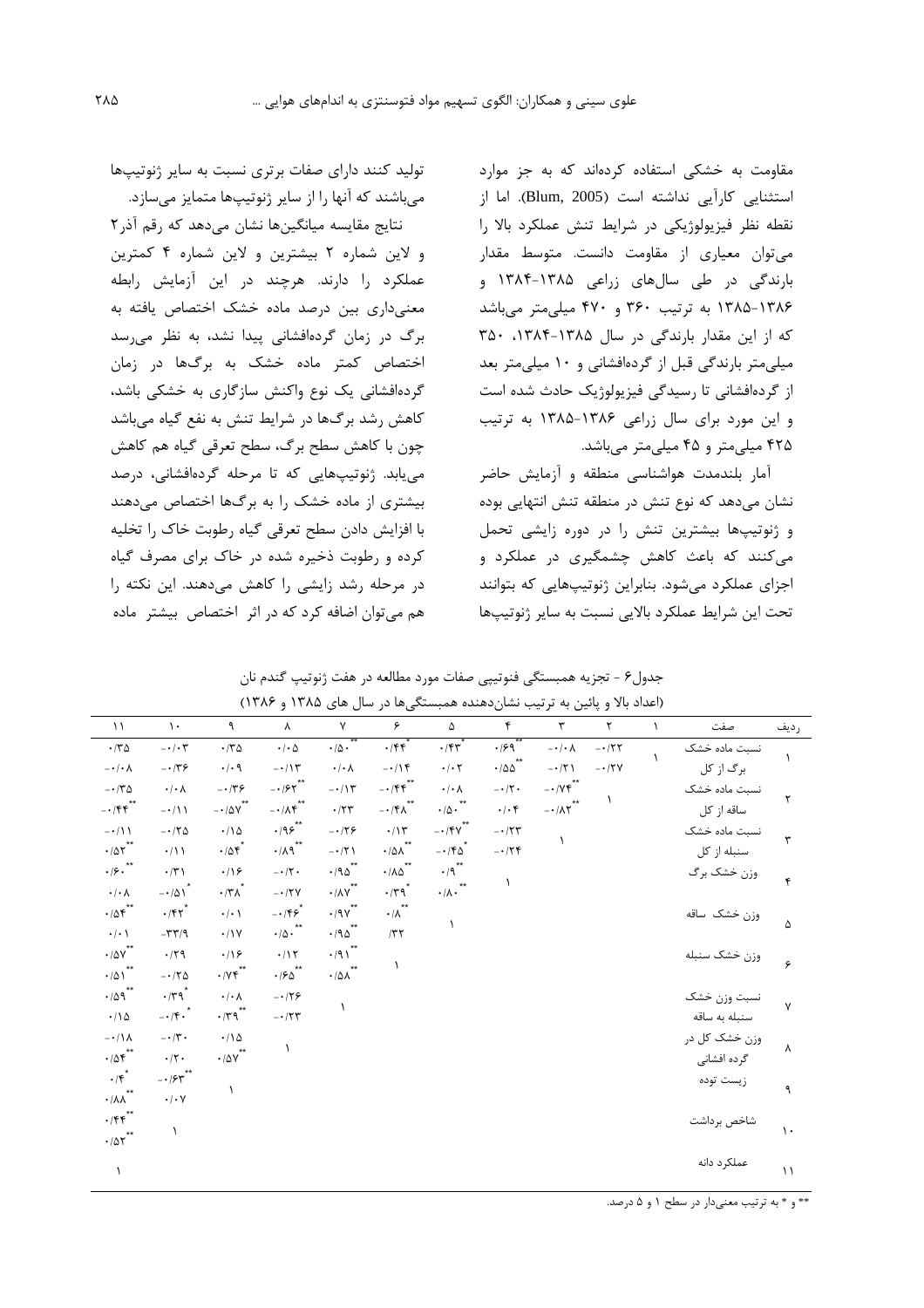مقاومت به خشکی استفاده کرده‌اند که به جز موارد استثنایی کارآیی نداشته است (Blum, 2005). اما از نقطه نظر فیزیولوژیکی در شرایط تنش عملکرد بالا را می‌توان معیاری از مقاومت دانست. متوسط مقدار بارندگی در طی سال‌های زراعی ۱۳۸۵-۱۳۸۴ و ۱۳۸۶-۱۳۸۵ به ترتیب ۳۶۰ و ۴۷۰ میلی‌متر می‌باشد که از این مقدار بارندگی در سال ۱۳۸۵-۱۳۸۴، ۳۵۰ میلی‌متر بارندگی قبل از گرده‌افشانی و ۱۰ میلی‌متر بعد از گرده‌افشانی تا رسیدگی فیزیولوژیک حادث شده است و این مورد برای سال زراعی ۱۳۸۶-۱۳۸۵ به ترتیب ۴۲۵ میلی‌متر و ۴۵ میلی‌متر می‌باشد.

آمار بلندمدت هواشناسی منطقه و آزمایش حاضر نشان می‌دهد که نوع تنش در منطقه تنش انتهایی بوده و ژنوتیپ‌ها بیشترین تنش را در دوره زایشی تحمل می‌کنند که باعث کاهش چشمگیری در عملکرد و اجزای عملکرد می‌شود. بنابراین ژنوتیپ‌هایی که بتوانند تحت این شرایط عملکرد بالایی نسبت به سایر ژنوتیپ‌ها تولید کنند دارای صفات برتری نسبت به سایر ژنوتیپ‌ها می‌باشند که آنها را از سایر ژنوتیپ‌ها متمایز می‌سازد.

نتایج مقایسه میانگین‌ها نشان می‌دهد که رقم آذر۲ و لاین شماره ۲ بیشترین و لاین شماره ۴ کمترین عملکرد را دارند. هرچند در این آزمایش رابطه معنی‌داری بین درصد ماده خشک اختصاص یافته به برگ در زمان گرده‌افشانی پیدا نشد، به نظر می‌رسد اختصاص کمتر ماده خشک به برگ‌ها در زمان گرده‌افشانی یک نوع واکنش سازگاری به خشکی باشد، کاهش رشد برگ‌ها در شرایط تنش به نفع گیاه می‌باشد چون با کاهش سطح برگ، سطح تعرقی گیاه هم کاهش می‌یابد. ژنوتیپ‌هایی که تا مرحله گرده‌افشانی، درصد بیشتری از ماده خشک را به برگ‌ها اختصاص می‌دهند با افزایش دادن سطح تعرقی گیاه رطوبت خاک را تخلیه کرده و رطوبت ذخیره شده در خاک برای مصرف گیاه در مرحله رشد زایشی را کاهش می‌دهند. این نکته را هم می‌توان اضافه کرد که در اثر اختصاص بیشتر ماده

جدول۶ - تجزیه همبستگی فنوتیپی صفات مورد مطالعه در هفت ژنوتیپ گندم نان
(اعداد بالا و پائین به ترتیب نشان‌دهنده همبستگی‌ها در سال های ۱۳۸۵ و ۱۳۸۶)

| ردیف | صفت | ۱ | ۲ | ۳ | ۴ | ۵ | ۶ | ۷ | ۸ | ۹ | ۱۰ | ۱۱ |
|---|---|---|---|---|---|---|---|---|---|---|---|---|
| ۱ | نسبت ماده خشک برگ از کل | ۱ | -۰/۲۲<br>-۰/۲۷ | -۰/۰۸<br>-۰/۲۱ | ۰/۶۹**<br>۰/۵۵** | ۰/۴۳*<br>۰/۰۲ | ۰/۴۴*<br>-۰/۱۴ | ۰/۵۰**<br>۰/۰۸ | ۰/۰۵<br>-۰/۱۳ | ۰/۳۵<br>۰/۰۹ | -۰/۰۳<br>-۰/۳۶ | ۰/۳۵<br>-۰/۰۸ |
| ۲ | نسبت ماده خشک ساقه از کل | | ۱ | -۰/۷۴**<br>-۰/۸۲** | -۰/۲۰<br>۰/۰۴ | ۰/۰۸<br>۰/۵۰** | -۰/۴۴**<br>-۰/۴۸** | -۰/۱۳<br>۰/۲۳ | -۰/۶۲**<br>-۰/۸۴** | -۰/۳۶<br>-۰/۵۷** | ۰/۰۸<br>-۰/۱۱ | -۰/۳۵<br>-۰/۴۴** |
| ۳ | نسبت ماده خشک سنبله از کل | | | ۱ | -۰/۲۳<br>-۰/۲۴ | -۰/۴۷**<br>-۰/۴۵* | ۰/۱۳<br>۰/۵۸** | -۰/۲۶<br>-۰/۲۱ | ۰/۹۶**<br>۰/۸۹** | ۰/۱۵<br>۰/۵۴* | -۰/۲۵<br>۰/۱۱ | -۰/۱۱<br>۰/۵۳** |
| ۴ | وزن خشک برگ | | | | ۱ | ۰/۹**<br>۰/۸۰** | ۰/۸۵**<br>۰/۳۹* | ۰/۹۵**<br>۰/۸۷** | -۰/۲۰<br>-۰/۲۷ | ۰/۱۶<br>۰/۳۸* | ۰/۳۱<br>-۰/۵۱* | ۰/۶۰**<br>۰/۰۸ |
| ۵ | وزن خشک ساقه | | | | | ۱ | ۰/۸**<br>/۳۲ | ۰/۹۷**<br>۰/۹۵** | -۰/۴۶*<br>۰/۵۰** | ۰/۰۱<br>۰/۱۷ | ۰/۴۲*<br>-۳۳/۹ | ۰/۵۴**<br>۰/۰۱ |
| ۶ | وزن خشک سنبله | | | | | | ۱ | ۰/۹۱**<br>۰/۵۸** | ۰/۱۲<br>۰/۶۵** | ۰/۱۶<br>۰/۷۴** | ۰/۲۹<br>-۰/۲۵ | ۰/۵۷**<br>۰/۵۱** |
| ۷ | نسبت وزن خشک سنبله به ساقه | | | | | | | ۱ | -۰/۲۶<br>-۰/۲۳ | ۰/۰۸<br>۰/۳۹** | ۰/۳۹*<br>-۰/۴۰* | ۰/۵۹**<br>۰/۱۵ |
| ۸ | وزن خشک کل در گرده افشانی | | | | | | | | ۱ | ۰/۱۵<br>۰/۵۷** | -۰/۳۰<br>۰/۲۰ | -۰/۱۸<br>۰/۵۴** |
| ۹ | زیست توده | | | | | | | | | ۱ | -۰/۶۳**<br>۰/۰۷ | ۰/۴*<br>۰/۸۸** |
| ۱۰ | شاخص برداشت | | | | | | | | | | ۱ | ۰/۴۴**<br>۰/۵۳** |
| ۱۱ | عملکرد دانه | | | | | | | | | | | ۱ |

** و * به ترتیب معنی‌دار در سطح ۱ و ۵ درصد.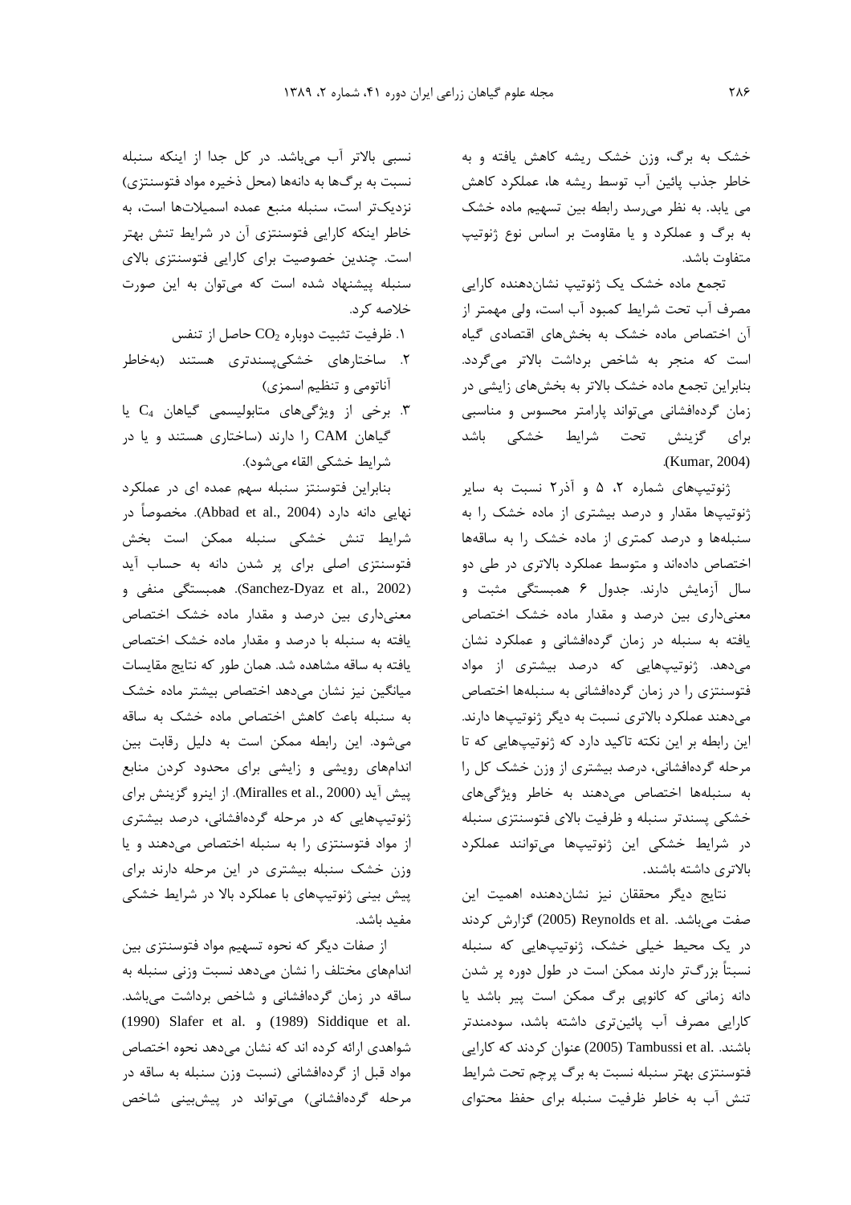خشک به برگ، وزن خشک ریشه کاهش یافته و به خاطر جذب پائین آب توسط ریشه ها، عملکرد کاهش می یابد. به نظر می‌رسد رابطه بین تسهیم ماده خشک به برگ و عملکرد و یا مقاومت بر اساس نوع ژنوتیپ متفاوت باشد.

تجمع ماده خشک یک ژنوتیپ نشان‌دهنده کارایی مصرف آب تحت شرایط کمبود آب است، ولی مهمتر از آن اختصاص ماده خشک به بخش‌های اقتصادی گیاه است که منجر به شاخص برداشت بالاتر می‌گردد. بنابراین تجمع ماده خشک بالاتر به بخش‌های زایشی در زمان گرده‌افشانی می‌تواند پارامتر محسوس و مناسبی برای گزینش تحت شرایط خشکی باشد (Kumar, 2004).

ژنوتیپ‌های شماره ۲، ۵ و آذر۲ نسبت به سایر ژنوتیپ‌ها مقدار و درصد بیشتری از ماده خشک را به سنبله‌ها و درصد کمتری از ماده خشک را به ساقه‌ها اختصاص داده‌اند و متوسط عملکرد بالاتری در طی دو سال آزمایش دارند. جدول ۶ همبستگی مثبت و معنی‌داری بین درصد و مقدار ماده خشک اختصاص یافته به سنبله در زمان گرده‌افشانی و عملکرد نشان می‌دهد. ژنوتیپ‌هایی که درصد بیشتری از مواد فتوسنتزی را در زمان گرده‌افشانی به سنبله‌ها اختصاص می‌دهند عملکرد بالاتری نسبت به دیگر ژنوتیپ‌ها دارند. این رابطه بر این نکته تاکید دارد که ژنوتیپ‌هایی که تا مرحله گرده‌افشانی، درصد بیشتری از وزن خشک کل را به سنبله‌ها اختصاص می‌دهند به خاطر ویژگی‌های خشکی پسندتر سنبله و ظرفیت بالای فتوسنتزی سنبله در شرایط خشکی این ژنوتیپ‌ها می‌توانند عملکرد بالاتری داشته باشند.

نتایج دیگر محققان نیز نشان‌دهنده اهمیت این صفت می‌باشد. Reynolds et al. (2005) گزارش کردند در یک محیط خیلی خشک، ژنوتیپ‌هایی که سنبله نسبتاً بزرگ‌تر دارند ممکن است در طول دوره پر شدن دانه زمانی که کانوپی برگ ممکن است پیر باشد یا کارایی مصرف آب پائین‌تری داشته باشد، سودمندتر باشند. Tambussi et al. (2005) عنوان کردند که کارایی فتوسنتزی بهتر سنبله نسبت به برگ پرچم تحت شرایط تنش آب به خاطر ظرفیت سنبله برای حفظ محتوای نسبی بالاتر آب می‌باشد. در کل جدا از اینکه سنبله نسبت به برگ‌ها به دانه‌ها (محل ذخیره مواد فتوسنتزی) نزدیک‌تر است، سنبله منبع عمده اسمیلات‌ها است، به خاطر اینکه کارایی فتوسنتزی آن در شرایط تنش بهتر است. چندین خصوصیت برای کارایی فتوسنتزی بالای سنبله پیشنهاد شده است که می‌توان به این صورت خلاصه کرد.

۱. ظرفیت تثبیت دوباره $CO_2$ حاصل از تنفس
۲. ساختارهای خشکی‌پسندتری هستند (به‌خاطر آناتومی و تنظیم اسمزی)
۳. برخی از ویژگی‌های متابولیسمی گیاهان $C_4$ یا گیاهان CAM را دارند (ساختاری هستند و یا در شرایط خشکی القاء می‌شود).

بنابراین فتوسنتز سنبله سهم عمده ای در عملکرد نهایی دانه دارد (Abbad et al., 2004). مخصوصاً در شرایط تنش خشکی سنبله ممکن است بخش فتوسنتزی اصلی برای پر شدن دانه به حساب آید (Sanchez-Dyaz et al., 2002). همبستگی منفی و معنی‌داری بین درصد و مقدار ماده خشک اختصاص یافته به سنبله با درصد و مقدار ماده خشک اختصاص یافته به ساقه مشاهده شد. همان طور که نتایج مقایسات میانگین نیز نشان می‌دهد اختصاص بیشتر ماده خشک به سنبله باعث کاهش اختصاص ماده خشک به ساقه می‌شود. این رابطه ممکن است به دلیل رقابت بین اندام‌های رویشی و زایشی برای محدود کردن منابع پیش آید (Miralles et al., 2000). از اینرو گزینش برای ژنوتیپ‌هایی که در مرحله گرده‌افشانی، درصد بیشتری از مواد فتوسنتزی را به سنبله اختصاص می‌دهند و یا وزن خشک سنبله بیشتری در این مرحله دارند برای پیش بینی ژنوتیپ‌های با عملکرد بالا در شرایط خشکی مفید باشد.

از صفات دیگر که نحوه تسهیم مواد فتوسنتزی بین اندام‌های مختلف را نشان می‌دهد نسبت وزنی سنبله به ساقه در زمان گرده‌افشانی و شاخص برداشت می‌باشد. Siddique et al. (1989) و Slafer et al. (1990) شواهدی ارائه کرده اند که نشان می‌دهد نحوه اختصاص مواد قبل از گرده‌افشانی (نسبت وزن سنبله به ساقه در مرحله گرده‌افشانی) می‌تواند در پیش‌بینی شاخص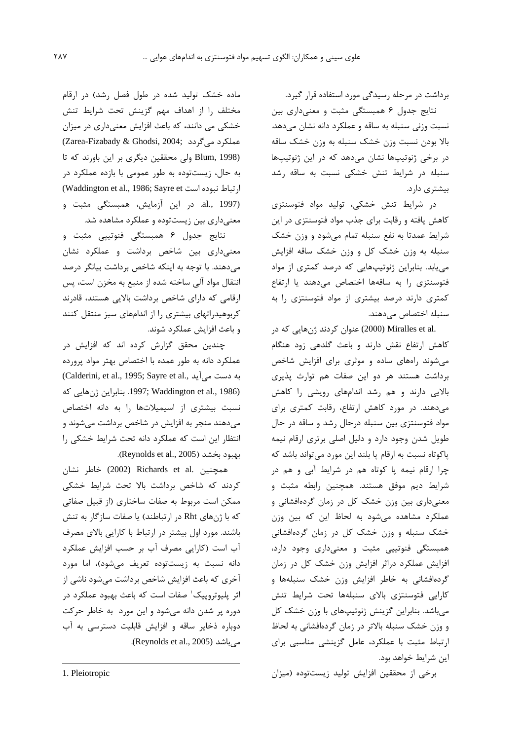برداشت در مرحله رسیدگی مورد استفاده قرار گیرد.

نتایج جدول ۶ همبستگی مثبت و معنی‌داری بین نسبت وزنی سنبله به ساقه و عملکرد دانه نشان می‌دهد. بالا بودن نسبت وزن خشک سنبله به وزن خشک ساقه در برخی ژنوتیپ‌ها نشان می‌دهد که در این ژنوتیپ‌ها سنبله در شرایط تنش خشکی نسبت به ساقه رشد بیشتری دارد.

در شرایط تنش خشکی، تولید مواد فتوسنتزی کاهش یافته و رقابت برای جذب مواد فتوسنتزی در این شرایط عمدتا به نفع سنبله تمام می‌شود و وزن خشک سنبله به وزن خشک کل و وزن خشک ساقه افزایش می‌یابد. بنابراین ژنوتیپ‌هایی که درصد کمتری از مواد فتوسنتزی را به ساقه‌ها اختصاص می‌دهند یا ارتفاع کمتری دارند درصد بیشتری از مواد فتوسنتزی را به سنبله اختصاص می‌دهند.

Miralles et al. (2000) عنوان کردند ژن‌هایی که در کاهش ارتفاع نقش دارند و باعث گلدهی زود هنگام می‌شوند راه‌های ساده و موثری برای افزایش شاخص برداشت هستند هر دو این صفات هم توارث پذیری بالایی دارند و هم رشد اندام‌های رویشی را کاهش می‌دهند. در مورد کاهش ارتفاع، رقابت کمتری برای مواد فتوسنتزی بین سنبله درحال رشد و ساقه در حال طویل شدن وجود دارد و دلیل اصلی برتری ارقام نیمه پاکوتاه نسبت به ارقام پا بلند این مورد می‌تواند باشد که چرا ارقام نیمه پا کوتاه هم در شرایط آبی و هم در شرایط دیم موفق هستند. همچنین رابطه مثبت و معنی‌داری بین وزن خشک کل در زمان گرده‌افشانی و عملکرد مشاهده می‌شود به لحاظ این که بین وزن خشک سنبله و وزن خشک کل در زمان گرده‌افشانی همبستگی فنوتیپی مثبت و معنی‌داری وجود دارد، افزایش عملکرد دراثر افزایش وزن خشک کل در زمان گرده‌افشانی به خاطر افزایش وزن خشک سنبله‌ها و کارایی فتوسنتزی بالای سنبله‌ها تحت شرایط تنش می‌باشد. بنابراین گزینش ژنوتیپ‌های با وزن خشک کل و وزن خشک سنبله بالاتر در زمان گرده‌افشانی به لحاظ ارتباط مثبت با عملکرد، عامل گزینشی مناسبی برای این شرایط خواهد بود.

برخی از محققین افزایش تولید زیست‌توده (میزان ماده خشک تولید شده در طول فصل رشد) در ارقام مختلف را از اهداف مهم گزینش تحت شرایط تنش خشکی می دانند، که باعث افزایش معنی‌داری در میزان عملکرد می‌گردد (Zarea-Fizabady & Ghodsi, 2004; Blum, 1998) ولی محققین دیگری بر این باورند که تا به حال، زیست‌توده به طور عمومی با بازده عملکرد در ارتباط نبوده است (Waddington et al., 1986; Sayre et al., 1997) در این آزمایش، همبستگی مثبت و معنی‌داری بین زیست‌توده و عملکرد مشاهده شد.

نتایج جدول ۶ همبستگی فنوتیپی مثبت و معنی‌داری بین شاخص برداشت و عملکرد نشان می‌دهند. با توجه به اینکه شاخص برداشت بیانگر درصد انتقال مواد آلی ساخته شده از منبع به مخزن است، پس ارقامی که دارای شاخص برداشت بالایی هستند، قادرند کربوهیدراتهای بیشتری را از اندام‌های سبز منتقل کنند و باعث افزایش عملکرد شوند.

چندین محقق گزارش کرده اند که افزایش در عملکرد دانه به طور عمده با اختصاص بهتر مواد پرورده به دست می‌آید (Calderini, et al., 1995; Sayre et al., 1997; Waddington et al., 1986). بنابراین ژن‌هایی که نسبت بیشتری از اسیمیلات‌ها را به دانه اختصاص می‌دهند منجر به افزایش در شاخص برداشت می‌شوند و انتظار این است که عملکرد دانه تحت شرایط خشکی را بهبود بخشد (Reynolds et al., 2005).

همچنین Richards et al. (2002) خاطر نشان کردند که شاخص برداشت بالا تحت شرایط خشکی ممکن است مربوط به صفات ساختاری (از قبیل صفاتی که با ژن‌های Rht در ارتباطند) یا صفات سازگار به تنش باشند. مورد اول بیشتر در ارتباط با کارایی بالای مصرف آب است (کارایی مصرف آب بر حسب افزایش عملکرد دانه نسبت به زیست‌توده تعریف می‌شود)، اما مورد آخری که باعث افزایش شاخص برداشت می‌شود ناشی از اثر پلیوتروپیک[1] صفات است که باعث بهبود عملکرد در دوره پر شدن دانه می‌شود و این مورد به خاطر حرکت دوباره ذخایر ساقه و افزایش قابلیت دسترسی به آب می‌باشد (Reynolds et al., 2005).

1. Pleiotropic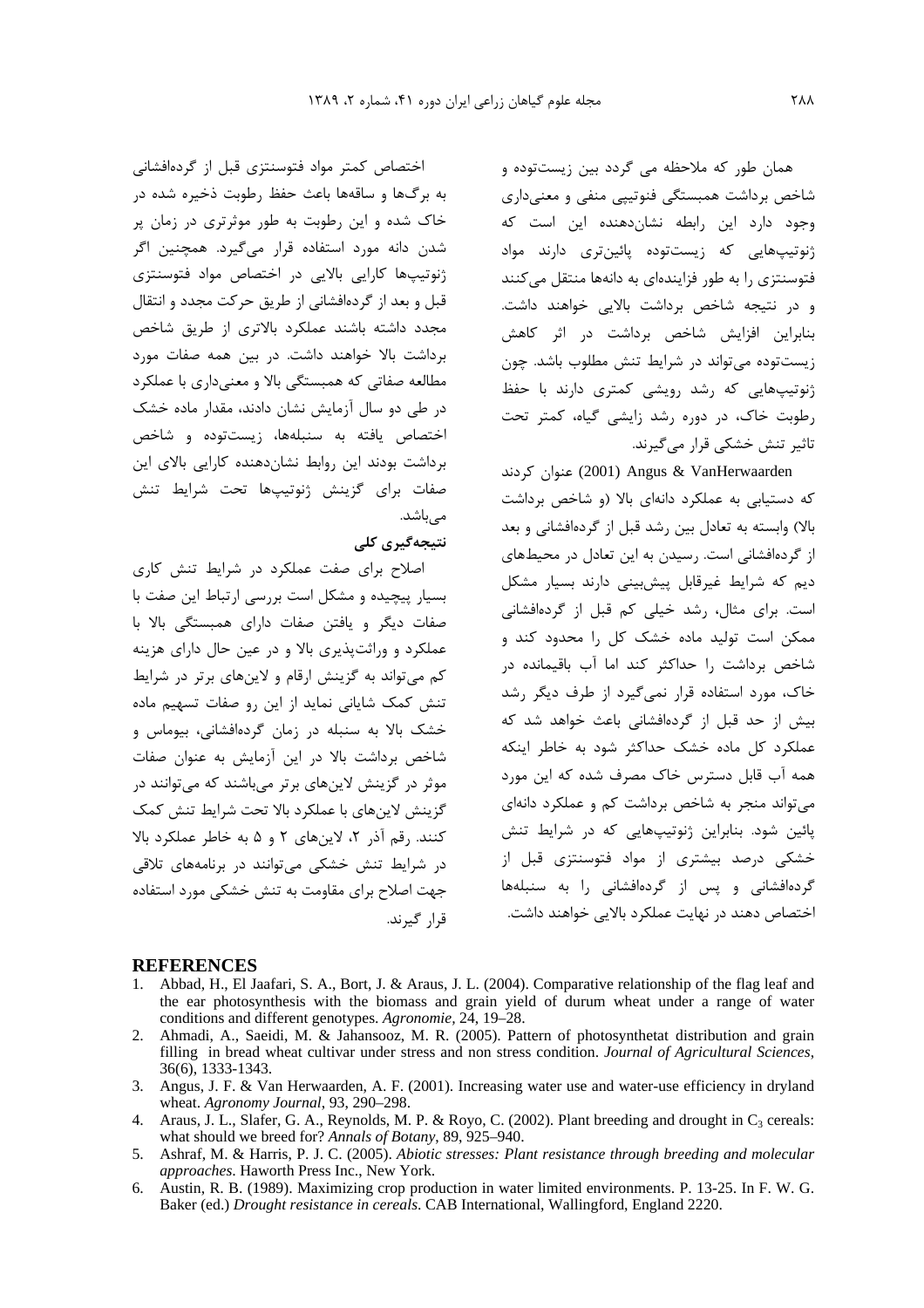همان طور که ملاحظه می گردد بین زیست‌توده و شاخص برداشت همبستگی فنوتیپی منفی و معنی‌داری وجود دارد این رابطه نشان‌دهنده این است که ژنوتیپ‌هایی که زیست‌توده پائین‌تری دارند مواد فتوسنتزی را به طور فزاینده‌ای به دانه‌ها منتقل می‌کنند و در نتیجه شاخص برداشت بالایی خواهند داشت. بنابراین افزایش شاخص برداشت در اثر کاهش زیست‌توده می‌تواند در شرایط تنش مطلوب باشد. چون ژنوتیپ‌هایی که رشد رویشی کمتری دارند با حفظ رطوبت خاک، در دوره رشد زایشی گیاه، کمتر تحت تاثیر تنش خشکی قرار می‌گیرند.

Angus & VanHerwaarden (2001) عنوان کردند که دستیابی به عملکرد دانه‌ای بالا (و شاخص برداشت بالا) وابسته به تعادل بین رشد قبل از گرده‌افشانی و بعد از گرده‌افشانی است. رسیدن به این تعادل در محیط‌های دیم که شرایط غیرقابل پیش‌بینی دارند بسیار مشکل است. برای مثال، رشد خیلی کم قبل از گرده‌افشانی ممکن است تولید ماده خشک کل را محدود کند و شاخص برداشت را حداکثر کند اما آب باقیمانده در خاک، مورد استفاده قرار نمی‌گیرد از طرف دیگر رشد بیش از حد قبل از گرده‌افشانی باعث خواهد شد که عملکرد کل ماده خشک حداکثر شود به خاطر اینکه همه آب قابل دسترس خاک مصرف شده که این مورد می‌تواند منجر به شاخص برداشت کم و عملکرد دانه‌ای پائین شود. بنابراین ژنوتیپ‌هایی که در شرایط تنش خشکی درصد بیشتری از مواد فتوسنتزی قبل از گرده‌افشانی و پس از گرده‌افشانی را به سنبله‌ها اختصاص دهند در نهایت عملکرد بالایی خواهند داشت.

اختصاص کمتر مواد فتوسنتزی قبل از گرده‌افشانی به برگ‌ها و ساقه‌ها باعث حفظ رطوبت ذخیره شده در خاک شده و این رطوبت به طور موثرتری در زمان پر شدن دانه مورد استفاده قرار می‌گیرد. همچنین اگر ژنوتیپ‌ها کارایی بالایی در اختصاص مواد فتوسنتزی قبل و بعد از گرده‌افشانی از طریق حرکت مجدد و انتقال مجدد داشته باشند عملکرد بالاتری از طریق شاخص برداشت بالا خواهند داشت. در بین همه صفات مورد مطالعه صفاتی که همبستگی بالا و معنی‌داری با عملکرد در طی دو سال آزمایش نشان دادند، مقدار ماده خشک اختصاص یافته به سنبله‌ها، زیست‌توده و شاخص برداشت بودند این روابط نشان‌دهنده کارایی بالای این صفات برای گزینش ژنوتیپ‌ها تحت شرایط تنش می‌باشد.

## نتیجه‌گیری کلی

اصلاح برای صفت عملکرد در شرایط تنش کاری بسیار پیچیده و مشکل است بررسی ارتباط این صفت با صفات دیگر و یافتن صفات دارای همبستگی بالا با عملکرد و وراثت‌پذیری بالا و در عین حال دارای هزینه کم می‌تواند به گزینش ارقام و لاین‌های برتر در شرایط تنش کمک شایانی نماید از این رو صفات تسهیم ماده خشک بالا به سنبله در زمان گرده‌افشانی، بیوماس و شاخص برداشت بالا در این آزمایش به عنوان صفات موثر در گزینش لاین‌های برتر می‌باشند که می‌توانند در گزینش لاین‌های با عملکرد بالا تحت شرایط تنش کمک کنند. رقم آذر ۲، لاین‌های ۲ و ۵ به خاطر عملکرد بالا در شرایط تنش خشکی می‌توانند در برنامه‌های تلاقی جهت اصلاح برای مقاومت به تنش خشکی مورد استفاده قرار گیرند.

## REFERENCES

1. Abbad, H., El Jaafari, S. A., Bort, J. & Araus, J. L. (2004). Comparative relationship of the flag leaf and the ear photosynthesis with the biomass and grain yield of durum wheat under a range of water conditions and different genotypes. *Agronomie*, 24, 19–28.
2. Ahmadi, A., Saeidi, M. & Jahansooz, M. R. (2005). Pattern of photosynthetat distribution and grain filling in bread wheat cultivar under stress and non stress condition. *Journal of Agricultural Sciences*, 36(6), 1333-1343.
3. Angus, J. F. & Van Herwaarden, A. F. (2001). Increasing water use and water-use efficiency in dryland wheat. *Agronomy Journal*, 93, 290–298.
4. Araus, J. L., Slafer, G. A., Reynolds, M. P. & Royo, C. (2002). Plant breeding and drought in $C_3$ cereals: what should we breed for? *Annals of Botany*, 89, 925–940.
5. Ashraf, M. & Harris, P. J. C. (2005). *Abiotic stresses: Plant resistance through breeding and molecular approaches*. Haworth Press Inc., New York.
6. Austin, R. B. (1989). Maximizing crop production in water limited environments. P. 13-25. In F. W. G. Baker (ed.) *Drought resistance in cereals*. CAB International, Wallingford, England 2220.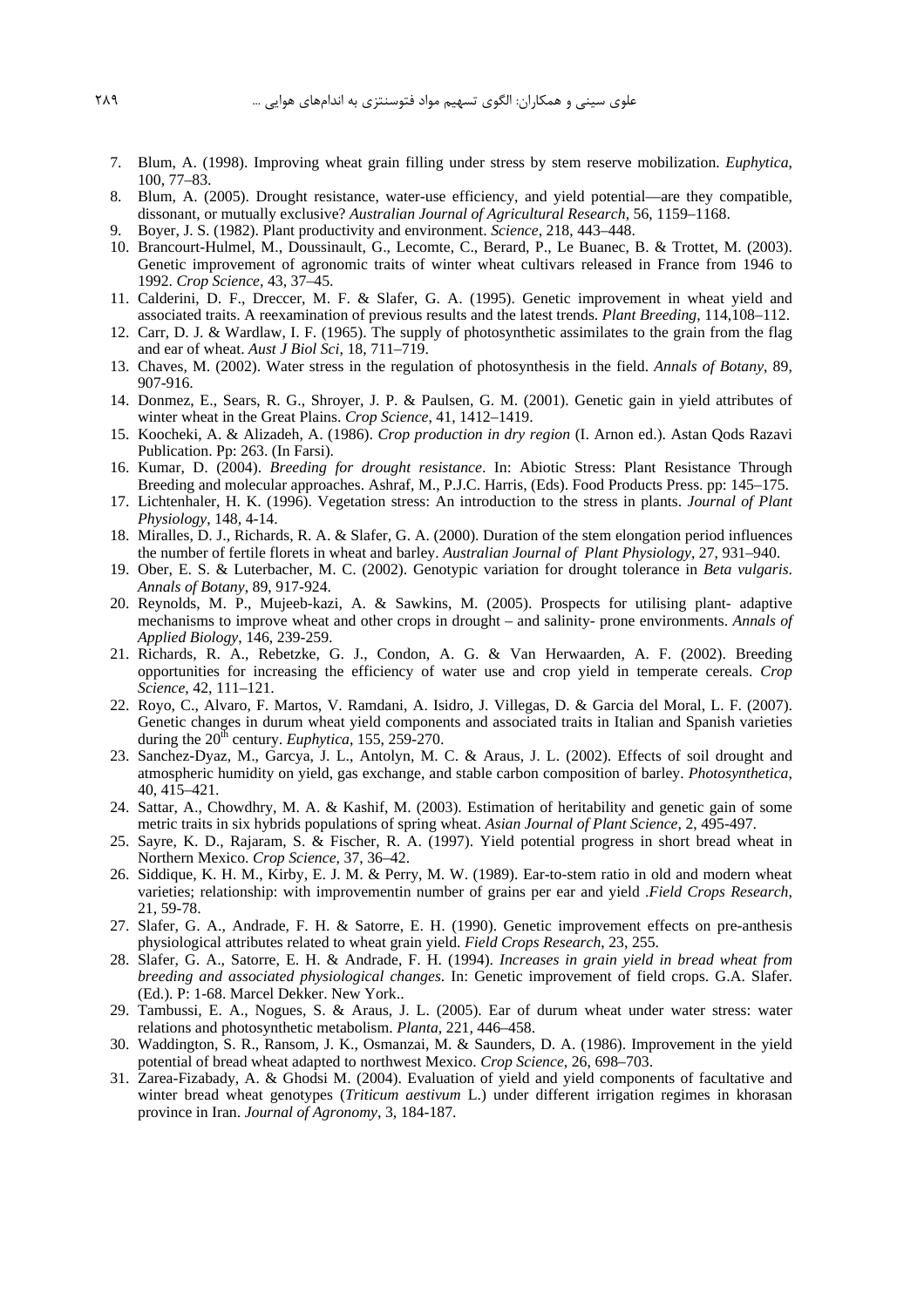7. Blum, A. (1998). Improving wheat grain filling under stress by stem reserve mobilization. *Euphytica*, 100, 77–83.
8. Blum, A. (2005). Drought resistance, water-use efficiency, and yield potential—are they compatible, dissonant, or mutually exclusive? *Australian Journal of Agricultural Research*, 56, 1159–1168.
9. Boyer, J. S. (1982). Plant productivity and environment. *Science*, 218, 443–448.
10. Brancourt-Hulmel, M., Doussinault, G., Lecomte, C., Berard, P., Le Buanec, B. & Trottet, M. (2003). Genetic improvement of agronomic traits of winter wheat cultivars released in France from 1946 to 1992. *Crop Science*, 43, 37–45.
11. Calderini, D. F., Dreccer, M. F. & Slafer, G. A. (1995). Genetic improvement in wheat yield and associated traits. A reexamination of previous results and the latest trends. *Plant Breeding*, 114,108–112.
12. Carr, D. J. & Wardlaw, I. F. (1965). The supply of photosynthetic assimilates to the grain from the flag and ear of wheat. *Aust J Biol Sci*, 18, 711–719.
13. Chaves, M. (2002). Water stress in the regulation of photosynthesis in the field. *Annals of Botany*, 89, 907-916.
14. Donmez, E., Sears, R. G., Shroyer, J. P. & Paulsen, G. M. (2001). Genetic gain in yield attributes of winter wheat in the Great Plains. *Crop Science*, 41, 1412–1419.
15. Koocheki, A. & Alizadeh, A. (1986). *Crop production in dry region* (I. Arnon ed.). Astan Qods Razavi Publication. Pp: 263. (In Farsi).
16. Kumar, D. (2004). *Breeding for drought resistance*. In: Abiotic Stress: Plant Resistance Through Breeding and molecular approaches. Ashraf, M., P.J.C. Harris, (Eds). Food Products Press. pp: 145–175.
17. Lichtenhaler, H. K. (1996). Vegetation stress: An introduction to the stress in plants. *Journal of Plant Physiology*, 148, 4-14.
18. Miralles, D. J., Richards, R. A. & Slafer, G. A. (2000). Duration of the stem elongation period influences the number of fertile florets in wheat and barley. *Australian Journal of Plant Physiology*, 27, 931–940.
19. Ober, E. S. & Luterbacher, M. C. (2002). Genotypic variation for drought tolerance in *Beta vulgaris*. *Annals of Botany*, 89, 917-924.
20. Reynolds, M. P., Mujeeb-kazi, A. & Sawkins, M. (2005). Prospects for utilising plant- adaptive mechanisms to improve wheat and other crops in drought – and salinity- prone environments. *Annals of Applied Biology*, 146, 239-259.
21. Richards, R. A., Rebetzke, G. J., Condon, A. G. & Van Herwaarden, A. F. (2002). Breeding opportunities for increasing the efficiency of water use and crop yield in temperate cereals. *Crop Science*, 42, 111–121.
22. Royo, C., Alvaro, F. Martos, V. Ramdani, A. Isidro, J. Villegas, D. & Garcia del Moral, L. F. (2007). Genetic changes in durum wheat yield components and associated traits in Italian and Spanish varieties during the 20th century. *Euphytica*, 155, 259-270.
23. Sanchez-Dyaz, M., Garcya, J. L., Antolyn, M. C. & Araus, J. L. (2002). Effects of soil drought and atmospheric humidity on yield, gas exchange, and stable carbon composition of barley. *Photosynthetica*, 40, 415–421.
24. Sattar, A., Chowdhry, M. A. & Kashif, M. (2003). Estimation of heritability and genetic gain of some metric traits in six hybrids populations of spring wheat. *Asian Journal of Plant Science*, 2, 495-497.
25. Sayre, K. D., Rajaram, S. & Fischer, R. A. (1997). Yield potential progress in short bread wheat in Northern Mexico. *Crop Science*, 37, 36–42.
26. Siddique, K. H. M., Kirby, E. J. M. & Perry, M. W. (1989). Ear-to-stem ratio in old and modern wheat varieties; relationship: with improvementin number of grains per ear and yield .*Field Crops Research*, 21, 59-78.
27. Slafer, G. A., Andrade, F. H. & Satorre, E. H. (1990). Genetic improvement effects on pre-anthesis physiological attributes related to wheat grain yield. *Field Crops Research*, 23, 255.
28. Slafer, G. A., Satorre, E. H. & Andrade, F. H. (1994). *Increases in grain yield in bread wheat from breeding and associated physiological changes*. In: Genetic improvement of field crops. G.A. Slafer. (Ed.). P: 1-68. Marcel Dekker. New York..
29. Tambussi, E. A., Nogues, S. & Araus, J. L. (2005). Ear of durum wheat under water stress: water relations and photosynthetic metabolism. *Planta*, 221, 446–458.
30. Waddington, S. R., Ransom, J. K., Osmanzai, M. & Saunders, D. A. (1986). Improvement in the yield potential of bread wheat adapted to northwest Mexico. *Crop Science*, 26, 698–703.
31. Zarea-Fizabady, A. & Ghodsi M. (2004). Evaluation of yield and yield components of facultative and winter bread wheat genotypes (*Triticum aestivum* L.) under different irrigation regimes in khorasan province in Iran. *Journal of Agronomy*, 3, 184-187.